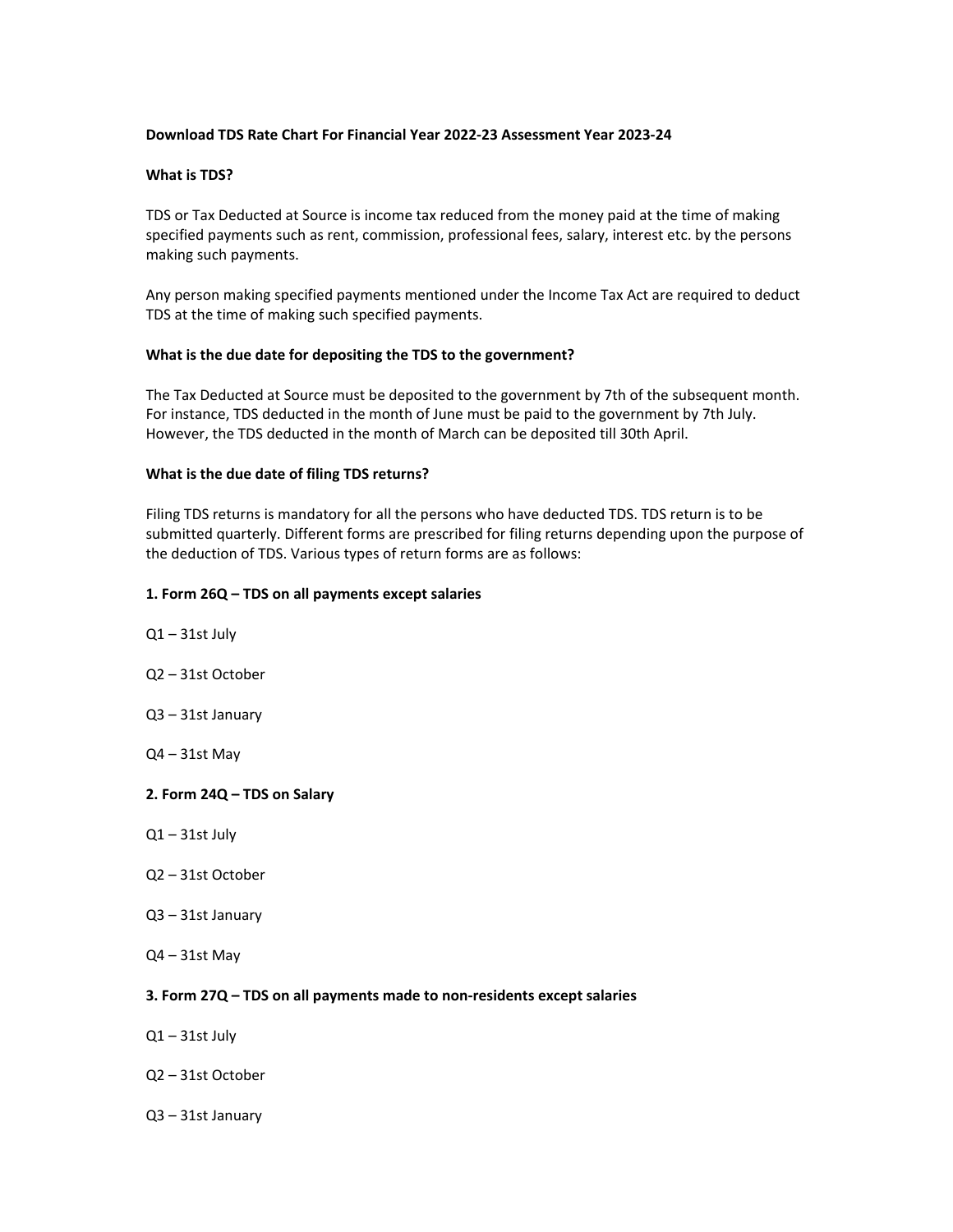**Download TDS Rate Chart For Financial Year 2022-23 Assessment Year 2023-24**

**What is TDS?**

TDS or Tax Deducted at Source is income tax reduced from the money paid at the time of making specified payments such as rent, commission, professional fees, salary, interest etc. by the persons making such payments.

Any person making specified payments mentioned under the Income Tax Act are required to deduct TDS at the time of making such specified payments.

**What is the due date for depositing the TDS to the government?**

The Tax Deducted at Source must be deposited to the government by 7th of the subsequent month. For instance, TDS deducted in the month of June must be paid to the government by 7th July. However, the TDS deducted in the month of March can be deposited till 30th April.

**What is the due date of filing TDS returns?**

Filing TDS returns is mandatory for all the persons who have deducted TDS. TDS return is to be submitted quarterly. Different forms are prescribed for filing returns depending upon the purpose of the deduction of TDS. Various types of return forms are as follows:

**1. Form 26Q – TDS on all payments except salaries**

Q1 – 31st July

Q2 – 31st October

Q3 – 31st January

Q4 – 31st May

**2. Form 24Q – TDS on Salary**

Q1 – 31st July

Q2 – 31st October

Q3 – 31st January

Q4 – 31st May

**3. Form 27Q – TDS on all payments made to non-residents except salaries**

Q1 – 31st July

Q2 – 31st October

Q3 – 31st January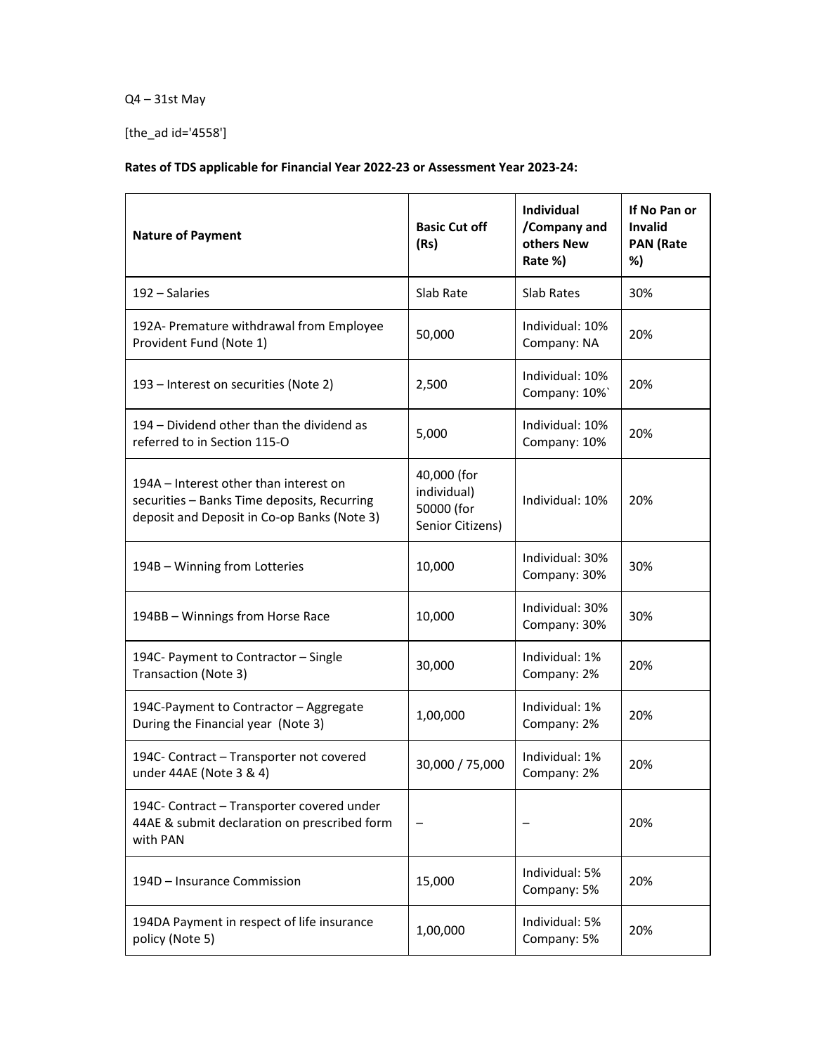Q4 – 31st May

[the_ad id='4558']

**Rates of TDS applicable for Financial Year 2022-23 or Assessment Year 2023-24:**

| Nature of Payment | Basic Cut off (Rs) | Individual /Company and others New Rate %) | If No Pan or Invalid PAN (Rate %) |
|---|---|---|---|
| 192 – Salaries | Slab Rate | Slab Rates | 30% |
| 192A- Premature withdrawal from Employee Provident Fund (Note 1) | 50,000 | Individual: 10% Company: NA | 20% |
| 193 – Interest on securities (Note 2) | 2,500 | Individual: 10% Company: 10%` | 20% |
| 194 – Dividend other than the dividend as referred to in Section 115-O | 5,000 | Individual: 10% Company: 10% | 20% |
| 194A – Interest other than interest on securities – Banks Time deposits, Recurring deposit and Deposit in Co-op Banks (Note 3) | 40,000 (for individual) 50000 (for Senior Citizens) | Individual: 10% | 20% |
| 194B – Winning from Lotteries | 10,000 | Individual: 30% Company: 30% | 30% |
| 194BB – Winnings from Horse Race | 10,000 | Individual: 30% Company: 30% | 30% |
| 194C- Payment to Contractor – Single Transaction (Note 3) | 30,000 | Individual: 1% Company: 2% | 20% |
| 194C-Payment to Contractor – Aggregate During the Financial year (Note 3) | 1,00,000 | Individual: 1% Company: 2% | 20% |
| 194C- Contract – Transporter not covered under 44AE (Note 3 & 4) | 30,000 / 75,000 | Individual: 1% Company: 2% | 20% |
| 194C- Contract – Transporter covered under 44AE & submit declaration on prescribed form with PAN | – | – | 20% |
| 194D – Insurance Commission | 15,000 | Individual: 5% Company: 5% | 20% |
| 194DA Payment in respect of life insurance policy (Note 5) | 1,00,000 | Individual: 5% Company: 5% | 20% |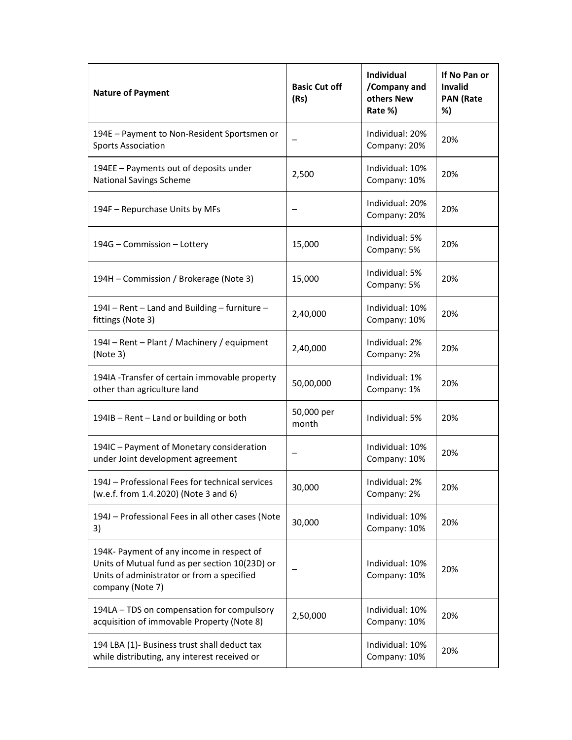| Nature of Payment | Basic Cut off (Rs) | Individual /Company and others New Rate %) | If No Pan or Invalid PAN (Rate %) |
|---|---|---|---|
| 194E – Payment to Non-Resident Sportsmen or Sports Association | – | Individual: 20% Company: 20% | 20% |
| 194EE – Payments out of deposits under National Savings Scheme | 2,500 | Individual: 10% Company: 10% | 20% |
| 194F – Repurchase Units by MFs | – | Individual: 20% Company: 20% | 20% |
| 194G – Commission – Lottery | 15,000 | Individual: 5% Company: 5% | 20% |
| 194H – Commission / Brokerage (Note 3) | 15,000 | Individual: 5% Company: 5% | 20% |
| 194I – Rent – Land and Building – furniture – fittings (Note 3) | 2,40,000 | Individual: 10% Company: 10% | 20% |
| 194I – Rent – Plant / Machinery / equipment (Note 3) | 2,40,000 | Individual: 2% Company: 2% | 20% |
| 194IA -Transfer of certain immovable property other than agriculture land | 50,00,000 | Individual: 1% Company: 1% | 20% |
| 194IB – Rent – Land or building or both | 50,000 per month | Individual: 5% | 20% |
| 194IC – Payment of Monetary consideration under Joint development agreement | – | Individual: 10% Company: 10% | 20% |
| 194J – Professional Fees for technical services (w.e.f. from 1.4.2020) (Note 3 and 6) | 30,000 | Individual: 2% Company: 2% | 20% |
| 194J – Professional Fees in all other cases (Note 3) | 30,000 | Individual: 10% Company: 10% | 20% |
| 194K- Payment of any income in respect of Units of Mutual fund as per section 10(23D) or Units of administrator or from a specified company (Note 7) | – | Individual: 10% Company: 10% | 20% |
| 194LA – TDS on compensation for compulsory acquisition of immovable Property (Note 8) | 2,50,000 | Individual: 10% Company: 10% | 20% |
| 194 LBA (1)- Business trust shall deduct tax while distributing, any interest received or | | Individual: 10% Company: 10% | 20% |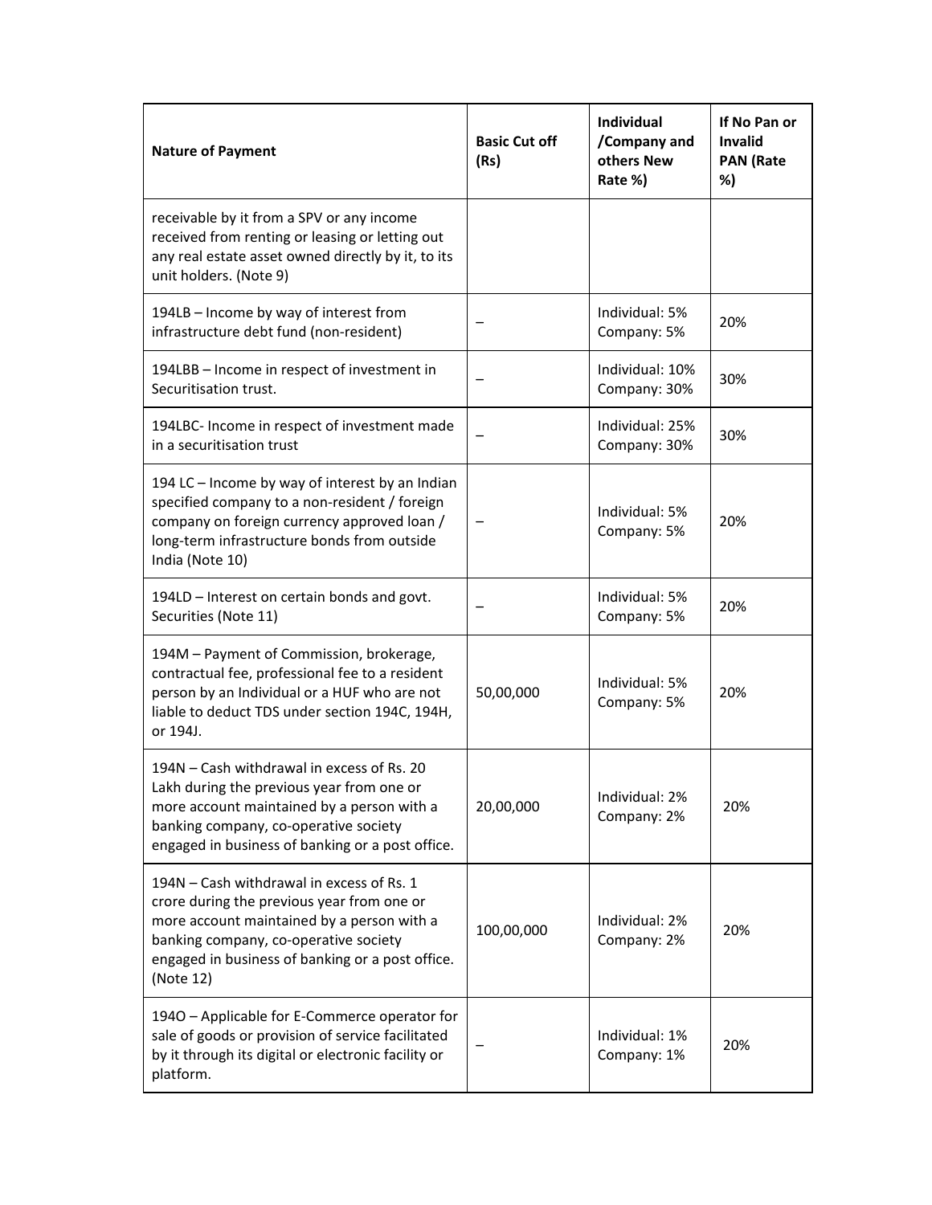| Nature of Payment | Basic Cut off (Rs) | Individual /Company and others New Rate %) | If No Pan or Invalid PAN (Rate %) |
|---|---|---|---|
| receivable by it from a SPV or any income received from renting or leasing or letting out any real estate asset owned directly by it, to its unit holders. (Note 9) | | | |
| 194LB – Income by way of interest from infrastructure debt fund (non-resident) | – | Individual: 5% Company: 5% | 20% |
| 194LBB – Income in respect of investment in Securitisation trust. | – | Individual: 10% Company: 30% | 30% |
| 194LBC- Income in respect of investment made in a securitisation trust | – | Individual: 25% Company: 30% | 30% |
| 194 LC – Income by way of interest by an Indian specified company to a non-resident / foreign company on foreign currency approved loan / long-term infrastructure bonds from outside India (Note 10) | – | Individual: 5% Company: 5% | 20% |
| 194LD – Interest on certain bonds and govt. Securities (Note 11) | – | Individual: 5% Company: 5% | 20% |
| 194M – Payment of Commission, brokerage, contractual fee, professional fee to a resident person by an Individual or a HUF who are not liable to deduct TDS under section 194C, 194H, or 194J. | 50,00,000 | Individual: 5% Company: 5% | 20% |
| 194N – Cash withdrawal in excess of Rs. 20 Lakh during the previous year from one or more account maintained by a person with a banking company, co-operative society engaged in business of banking or a post office. | 20,00,000 | Individual: 2% Company: 2% | 20% |
| 194N – Cash withdrawal in excess of Rs. 1 crore during the previous year from one or more account maintained by a person with a banking company, co-operative society engaged in business of banking or a post office. (Note 12) | 100,00,000 | Individual: 2% Company: 2% | 20% |
| 194O – Applicable for E-Commerce operator for sale of goods or provision of service facilitated by it through its digital or electronic facility or platform. | – | Individual: 1% Company: 1% | 20% |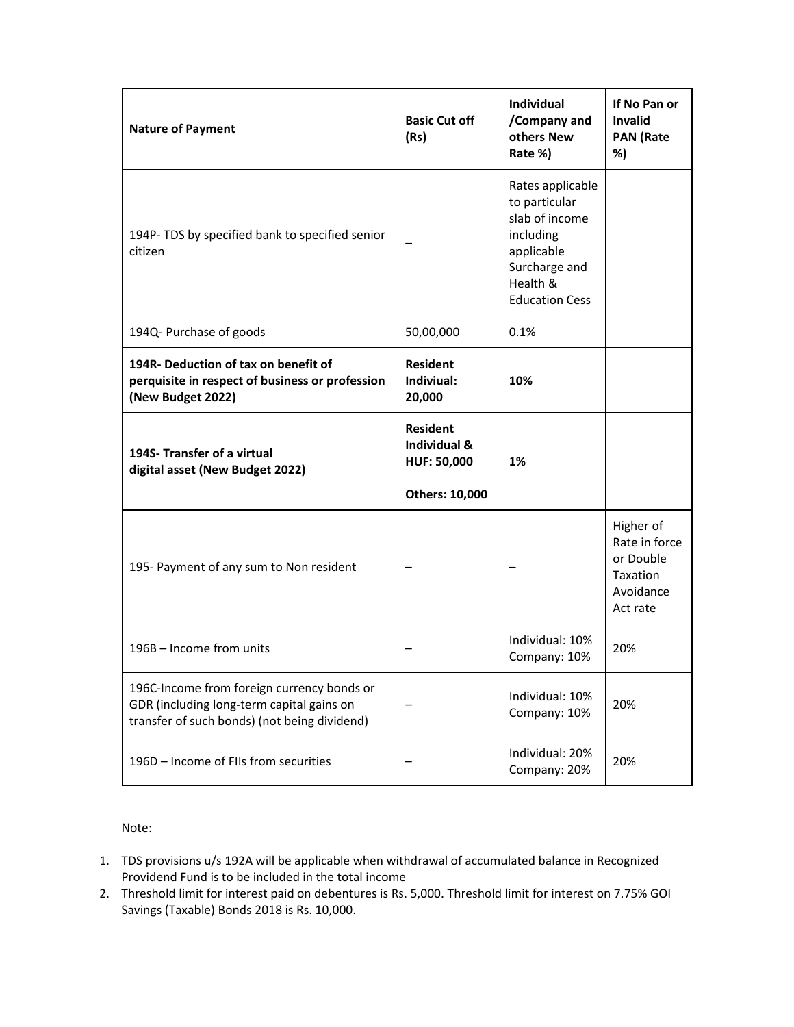| Nature of Payment | Basic Cut off (Rs) | Individual /Company and others New Rate %) | If No Pan or Invalid PAN (Rate %) |
|---|---|---|---|
| 194P- TDS by specified bank to specified senior citizen | – | Rates applicable to particular slab of income including applicable Surcharge and Health & Education Cess | |
| 194Q- Purchase of goods | 50,00,000 | 0.1% | |
| **194R- Deduction of tax on benefit of perquisite in respect of business or profession (New Budget 2022)** | **Resident Indiviual: 20,000** | **10%** | |
| **194S- Transfer of a virtual digital asset (New Budget 2022)** | **Resident Individual & HUF: 50,000**<br><br>**Others: 10,000** | **1%** | |
| 195- Payment of any sum to Non resident | – | – | Higher of Rate in force or Double Taxation Avoidance Act rate |
| 196B – Income from units | – | Individual: 10% Company: 10% | 20% |
| 196C-Income from foreign currency bonds or GDR (including long-term capital gains on transfer of such bonds) (not being dividend) | – | Individual: 10% Company: 10% | 20% |
| 196D – Income of FIIs from securities | – | Individual: 20% Company: 20% | 20% |

Note:

1. TDS provisions u/s 192A will be applicable when withdrawal of accumulated balance in Recognized Providend Fund is to be included in the total income
2. Threshold limit for interest paid on debentures is Rs. 5,000. Threshold limit for interest on 7.75% GOI Savings (Taxable) Bonds 2018 is Rs. 10,000.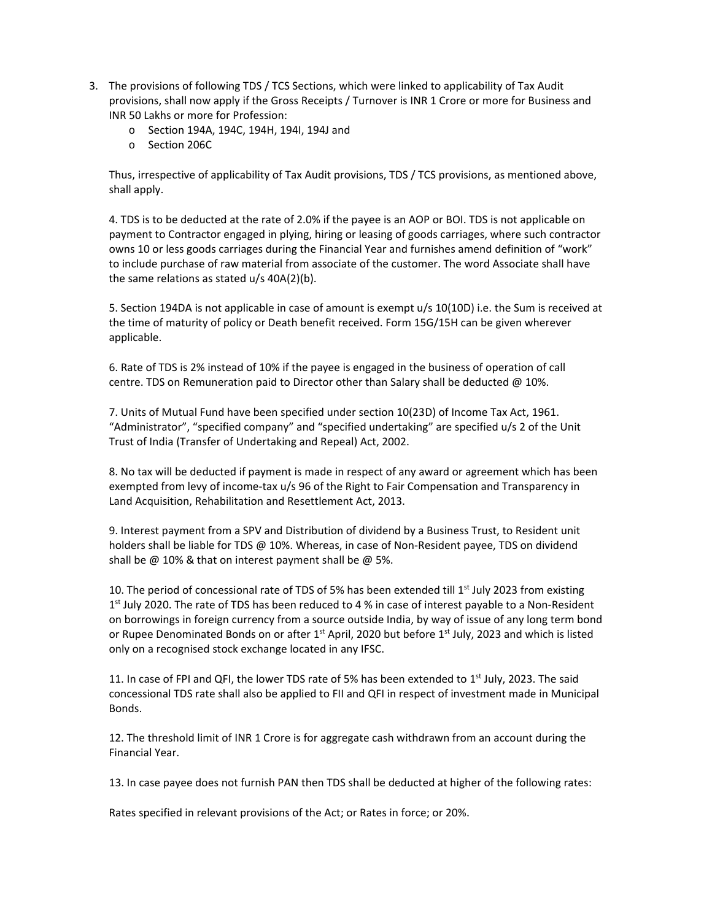3. The provisions of following TDS / TCS Sections, which were linked to applicability of Tax Audit provisions, shall now apply if the Gross Receipts / Turnover is INR 1 Crore or more for Business and INR 50 Lakhs or more for Profession:
    - Section 194A, 194C, 194H, 194I, 194J and
    - Section 206C

   Thus, irrespective of applicability of Tax Audit provisions, TDS / TCS provisions, as mentioned above, shall apply.

4. TDS is to be deducted at the rate of 2.0% if the payee is an AOP or BOI. TDS is not applicable on payment to Contractor engaged in plying, hiring or leasing of goods carriages, where such contractor owns 10 or less goods carriages during the Financial Year and furnishes amend definition of "work" to include purchase of raw material from associate of the customer. The word Associate shall have the same relations as stated u/s 40A(2)(b).

5. Section 194DA is not applicable in case of amount is exempt u/s 10(10D) i.e. the Sum is received at the time of maturity of policy or Death benefit received. Form 15G/15H can be given wherever applicable.

6. Rate of TDS is 2% instead of 10% if the payee is engaged in the business of operation of call centre. TDS on Remuneration paid to Director other than Salary shall be deducted @ 10%.

7. Units of Mutual Fund have been specified under section 10(23D) of Income Tax Act, 1961. "Administrator", "specified company" and "specified undertaking" are specified u/s 2 of the Unit Trust of India (Transfer of Undertaking and Repeal) Act, 2002.

8. No tax will be deducted if payment is made in respect of any award or agreement which has been exempted from levy of income-tax u/s 96 of the Right to Fair Compensation and Transparency in Land Acquisition, Rehabilitation and Resettlement Act, 2013.

9. Interest payment from a SPV and Distribution of dividend by a Business Trust, to Resident unit holders shall be liable for TDS @ 10%. Whereas, in case of Non-Resident payee, TDS on dividend shall be @ 10% & that on interest payment shall be @ 5%.

10. The period of concessional rate of TDS of 5% has been extended till 1st July 2023 from existing 1st July 2020. The rate of TDS has been reduced to 4 % in case of interest payable to a Non-Resident on borrowings in foreign currency from a source outside India, by way of issue of any long term bond or Rupee Denominated Bonds on or after 1st April, 2020 but before 1st July, 2023 and which is listed only on a recognised stock exchange located in any IFSC.

11. In case of FPI and QFI, the lower TDS rate of 5% has been extended to 1st July, 2023. The said concessional TDS rate shall also be applied to FII and QFI in respect of investment made in Municipal Bonds.

12. The threshold limit of INR 1 Crore is for aggregate cash withdrawn from an account during the Financial Year.

13. In case payee does not furnish PAN then TDS shall be deducted at higher of the following rates:

    Rates specified in relevant provisions of the Act; or Rates in force; or 20%.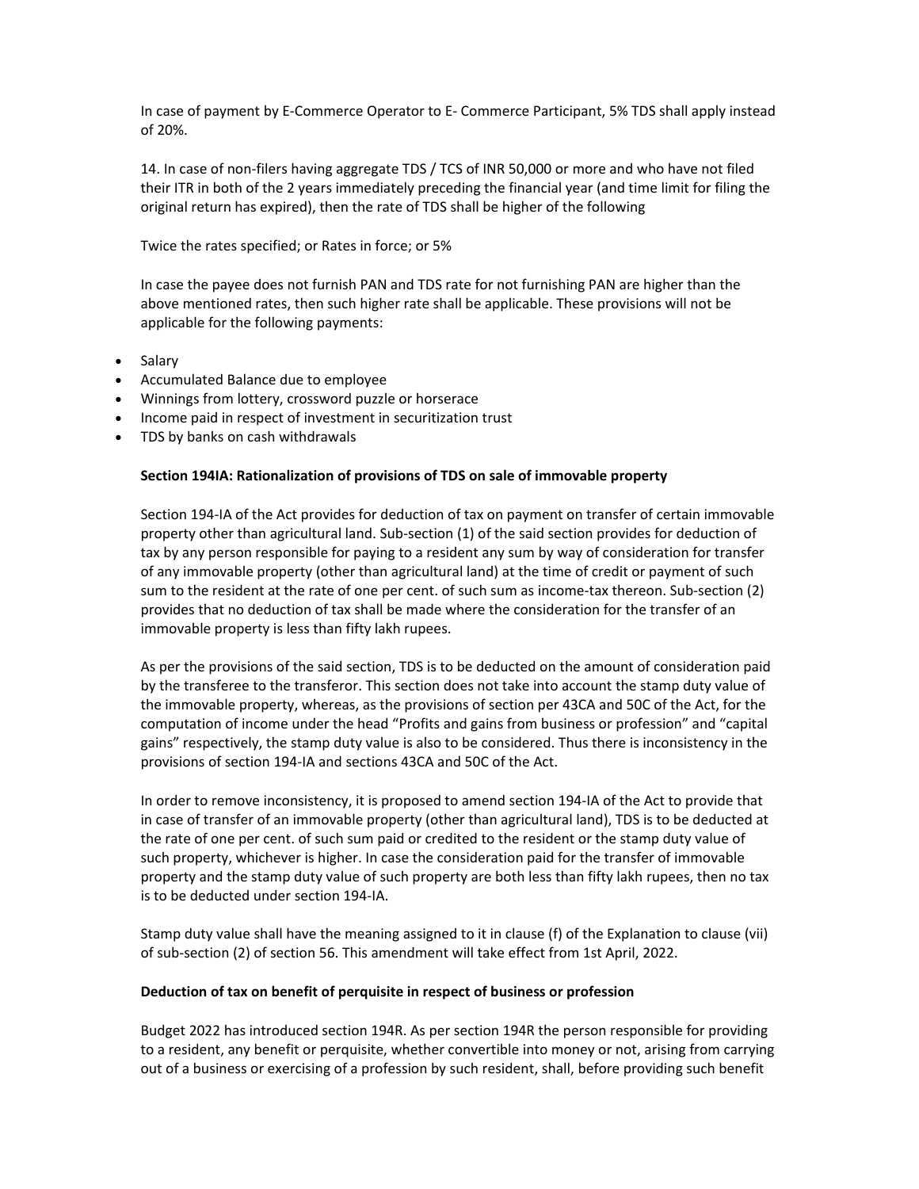In case of payment by E-Commerce Operator to E- Commerce Participant, 5% TDS shall apply instead of 20%.

14. In case of non-filers having aggregate TDS / TCS of INR 50,000 or more and who have not filed their ITR in both of the 2 years immediately preceding the financial year (and time limit for filing the original return has expired), then the rate of TDS shall be higher of the following

Twice the rates specified; or Rates in force; or 5%

In case the payee does not furnish PAN and TDS rate for not furnishing PAN are higher than the above mentioned rates, then such higher rate shall be applicable. These provisions will not be applicable for the following payments:

- Salary
- Accumulated Balance due to employee
- Winnings from lottery, crossword puzzle or horserace
- Income paid in respect of investment in securitization trust
- TDS by banks on cash withdrawals

**Section 194IA: Rationalization of provisions of TDS on sale of immovable property**

Section 194-IA of the Act provides for deduction of tax on payment on transfer of certain immovable property other than agricultural land. Sub-section (1) of the said section provides for deduction of tax by any person responsible for paying to a resident any sum by way of consideration for transfer of any immovable property (other than agricultural land) at the time of credit or payment of such sum to the resident at the rate of one per cent. of such sum as income-tax thereon. Sub-section (2) provides that no deduction of tax shall be made where the consideration for the transfer of an immovable property is less than fifty lakh rupees.

As per the provisions of the said section, TDS is to be deducted on the amount of consideration paid by the transferee to the transferor. This section does not take into account the stamp duty value of the immovable property, whereas, as the provisions of section per 43CA and 50C of the Act, for the computation of income under the head "Profits and gains from business or profession" and "capital gains" respectively, the stamp duty value is also to be considered. Thus there is inconsistency in the provisions of section 194-IA and sections 43CA and 50C of the Act.

In order to remove inconsistency, it is proposed to amend section 194-IA of the Act to provide that in case of transfer of an immovable property (other than agricultural land), TDS is to be deducted at the rate of one per cent. of such sum paid or credited to the resident or the stamp duty value of such property, whichever is higher. In case the consideration paid for the transfer of immovable property and the stamp duty value of such property are both less than fifty lakh rupees, then no tax is to be deducted under section 194-IA.

Stamp duty value shall have the meaning assigned to it in clause (f) of the Explanation to clause (vii) of sub-section (2) of section 56. This amendment will take effect from 1st April, 2022.

**Deduction of tax on benefit of perquisite in respect of business or profession**

Budget 2022 has introduced section 194R. As per section 194R the person responsible for providing to a resident, any benefit or perquisite, whether convertible into money or not, arising from carrying out of a business or exercising of a profession by such resident, shall, before providing such benefit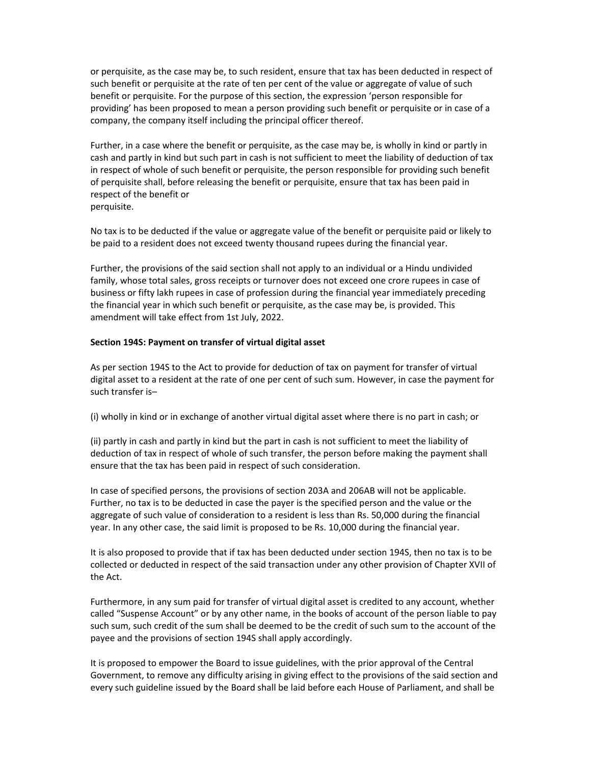or perquisite, as the case may be, to such resident, ensure that tax has been deducted in respect of such benefit or perquisite at the rate of ten per cent of the value or aggregate of value of such benefit or perquisite. For the purpose of this section, the expression 'person responsible for providing' has been proposed to mean a person providing such benefit or perquisite or in case of a company, the company itself including the principal officer thereof.

Further, in a case where the benefit or perquisite, as the case may be, is wholly in kind or partly in cash and partly in kind but such part in cash is not sufficient to meet the liability of deduction of tax in respect of whole of such benefit or perquisite, the person responsible for providing such benefit of perquisite shall, before releasing the benefit or perquisite, ensure that tax has been paid in respect of the benefit or
perquisite.

No tax is to be deducted if the value or aggregate value of the benefit or perquisite paid or likely to be paid to a resident does not exceed twenty thousand rupees during the financial year.

Further, the provisions of the said section shall not apply to an individual or a Hindu undivided family, whose total sales, gross receipts or turnover does not exceed one crore rupees in case of business or fifty lakh rupees in case of profession during the financial year immediately preceding the financial year in which such benefit or perquisite, as the case may be, is provided. This amendment will take effect from 1st July, 2022.

**Section 194S: Payment on transfer of virtual digital asset**

As per section 194S to the Act to provide for deduction of tax on payment for transfer of virtual digital asset to a resident at the rate of one per cent of such sum. However, in case the payment for such transfer is–

(i) wholly in kind or in exchange of another virtual digital asset where there is no part in cash; or

(ii) partly in cash and partly in kind but the part in cash is not sufficient to meet the liability of deduction of tax in respect of whole of such transfer, the person before making the payment shall ensure that the tax has been paid in respect of such consideration.

In case of specified persons, the provisions of section 203A and 206AB will not be applicable. Further, no tax is to be deducted in case the payer is the specified person and the value or the aggregate of such value of consideration to a resident is less than Rs. 50,000 during the financial year. In any other case, the said limit is proposed to be Rs. 10,000 during the financial year.

It is also proposed to provide that if tax has been deducted under section 194S, then no tax is to be collected or deducted in respect of the said transaction under any other provision of Chapter XVII of the Act.

Furthermore, in any sum paid for transfer of virtual digital asset is credited to any account, whether called "Suspense Account" or by any other name, in the books of account of the person liable to pay such sum, such credit of the sum shall be deemed to be the credit of such sum to the account of the payee and the provisions of section 194S shall apply accordingly.

It is proposed to empower the Board to issue guidelines, with the prior approval of the Central Government, to remove any difficulty arising in giving effect to the provisions of the said section and every such guideline issued by the Board shall be laid before each House of Parliament, and shall be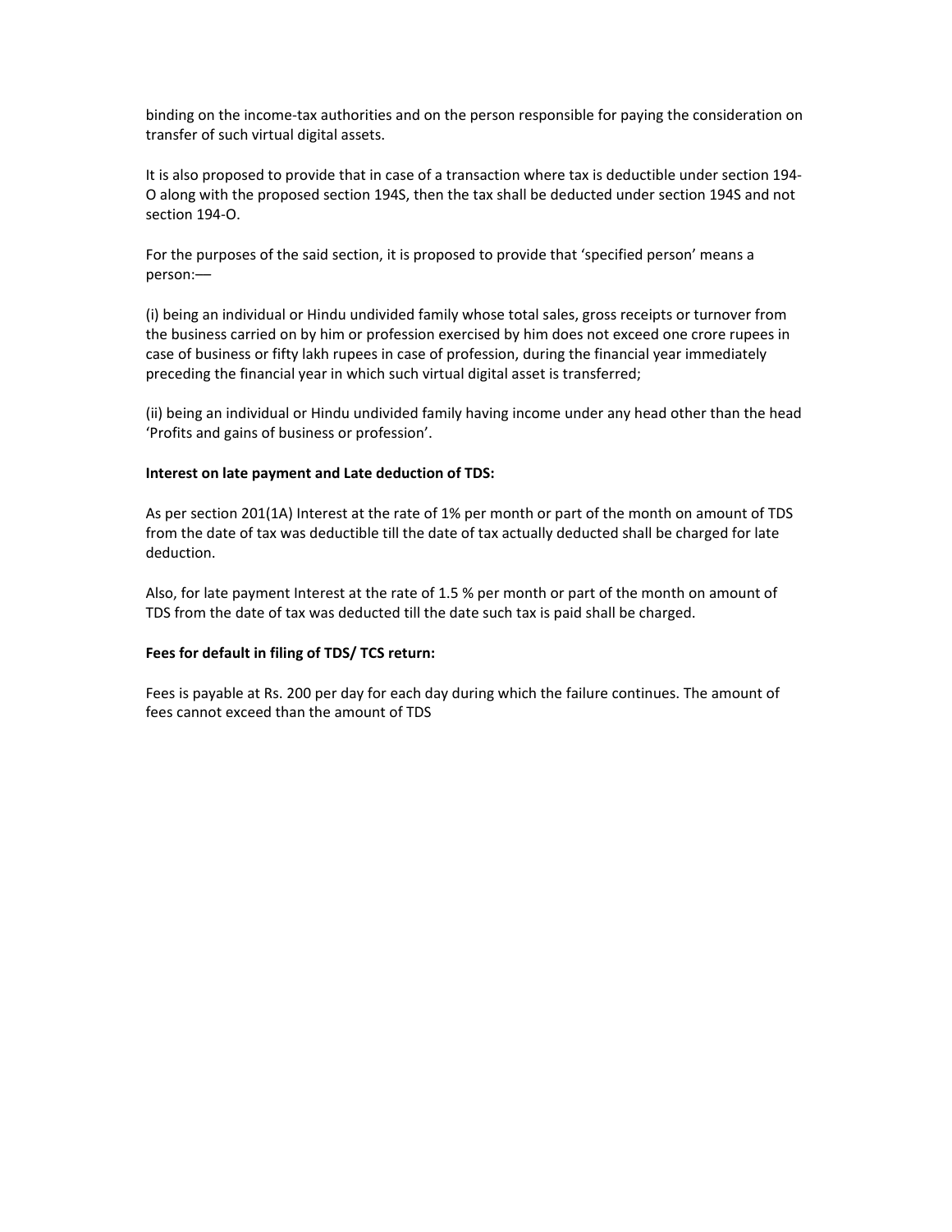binding on the income-tax authorities and on the person responsible for paying the consideration on transfer of such virtual digital assets.

It is also proposed to provide that in case of a transaction where tax is deductible under section 194-O along with the proposed section 194S, then the tax shall be deducted under section 194S and not section 194-O.

For the purposes of the said section, it is proposed to provide that 'specified person' means a person:—

(i) being an individual or Hindu undivided family whose total sales, gross receipts or turnover from the business carried on by him or profession exercised by him does not exceed one crore rupees in case of business or fifty lakh rupees in case of profession, during the financial year immediately preceding the financial year in which such virtual digital asset is transferred;

(ii) being an individual or Hindu undivided family having income under any head other than the head 'Profits and gains of business or profession'.

**Interest on late payment and Late deduction of TDS:**

As per section 201(1A) Interest at the rate of 1% per month or part of the month on amount of TDS from the date of tax was deductible till the date of tax actually deducted shall be charged for late deduction.

Also, for late payment Interest at the rate of 1.5 % per month or part of the month on amount of TDS from the date of tax was deducted till the date such tax is paid shall be charged.

**Fees for default in filing of TDS/ TCS return:**

Fees is payable at Rs. 200 per day for each day during which the failure continues. The amount of fees cannot exceed than the amount of TDS